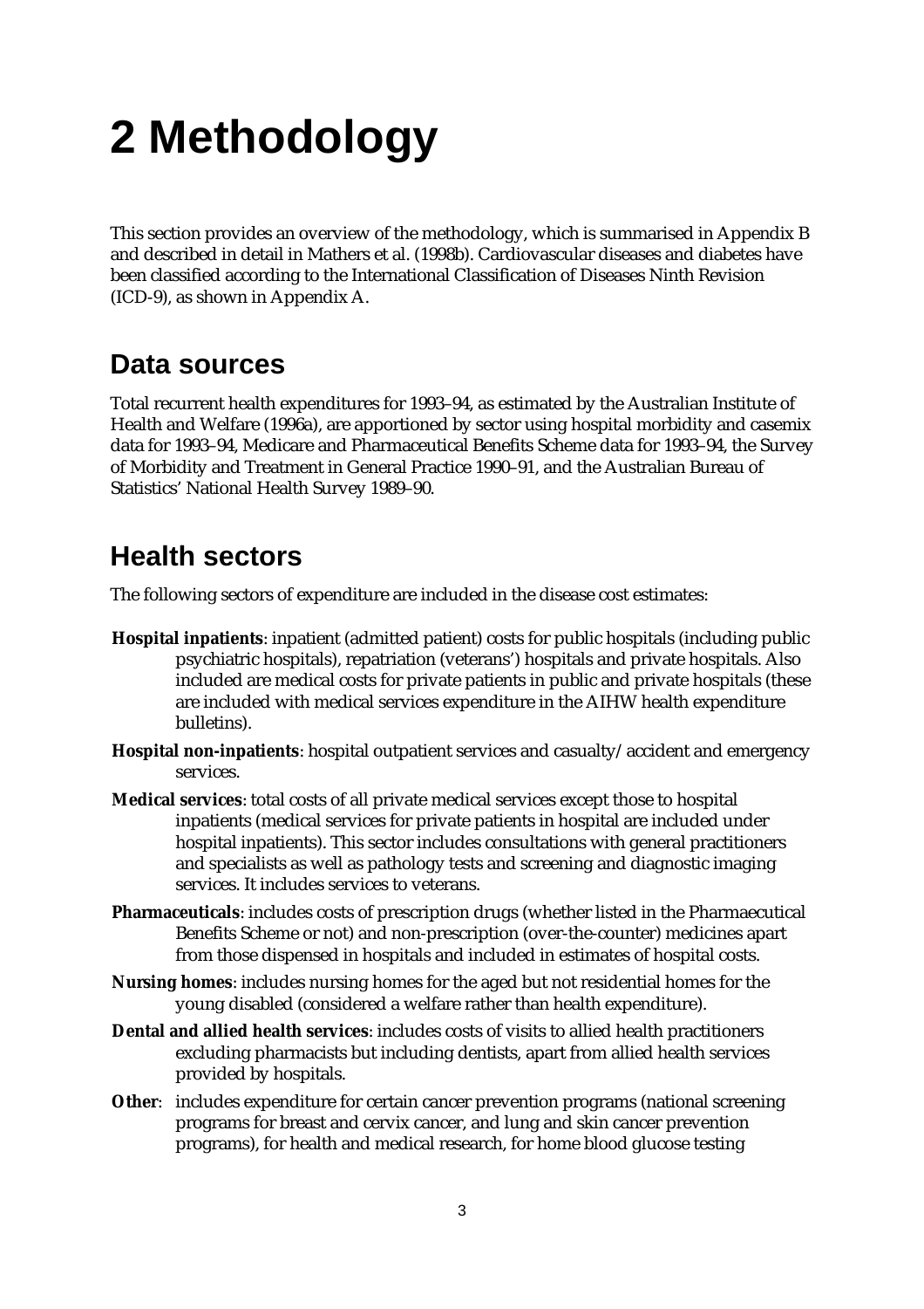# 2 Methodology

This section provides an overview of the methodology, which is summarised in Appendix B and described in detail in Mathers et al. (1998b). Cardiovascular diseases and diabetes have been classified according to the International Classification of Diseases Ninth Revision (ICD-9), as shown in Appendix A.

## Data sources

Total recurrent health expenditures for 1993–94, as estimated by the Australian Institute of Health and Welfare (1996a), are apportioned by sector using hospital morbidity and casemix data for 1993–94, Medicare and Pharmaceutical Benefits Scheme data for 1993–94, the Survey of Morbidity and Treatment in General Practice 1990–91, and the Australian Bureau of Statistics' National Health Survey 1989–90.

## Health sectors

The following sectors of expenditure are included in the disease cost estimates:

**Hospital inpatients**: inpatient (admitted patient) costs for public hospitals (including public psychiatric hospitals), repatriation (veterans') hospitals and private hospitals. Also included are medical costs for private patients in public and private hospitals (these are included with medical services expenditure in the AIHW health expenditure bulletins).

**Hospital non-inpatients**: hospital outpatient services and casualty/accident and emergency services.

**Medical services**: total costs of all private medical services except those to hospital inpatients (medical services for private patients in hospital are included under hospital inpatients). This sector includes consultations with general practitioners and specialists as well as pathology tests and screening and diagnostic imaging services. It includes services to veterans.

**Pharmaceuticals**: includes costs of prescription drugs (whether listed in the Pharmaecutical Benefits Scheme or not) and non-prescription (over-the-counter) medicines apart from those dispensed in hospitals and included in estimates of hospital costs.

**Nursing homes**: includes nursing homes for the aged but not residential homes for the young disabled (considered a welfare rather than health expenditure).

**Dental and allied health services**: includes costs of visits to allied health practitioners excluding pharmacists but including dentists, apart from allied health services provided by hospitals.

**Other**: includes expenditure for certain cancer prevention programs (national screening programs for breast and cervix cancer, and lung and skin cancer prevention programs), for health and medical research, for home blood glucose testing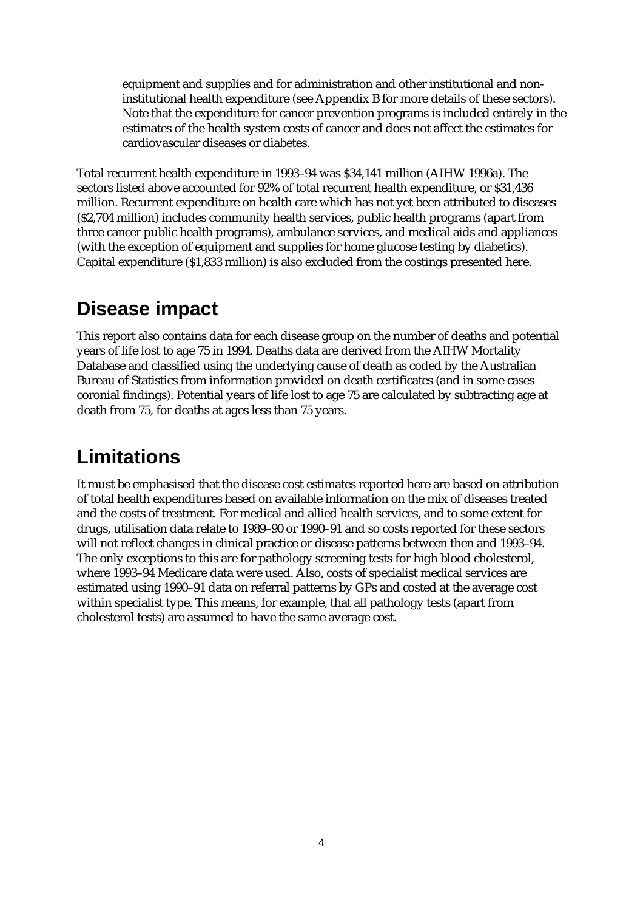equipment and supplies and for administration and other institutional and non-institutional health expenditure (see Appendix B for more details of these sectors). Note that the expenditure for cancer prevention programs is included entirely in the estimates of the health system costs of cancer and does not affect the estimates for cardiovascular diseases or diabetes.

Total recurrent health expenditure in 1993–94 was $34,141 million (AIHW 1996a). The sectors listed above accounted for 92% of total recurrent health expenditure, or $31,436 million. Recurrent expenditure on health care which has not yet been attributed to diseases ($2,704 million) includes community health services, public health programs (apart from three cancer public health programs), ambulance services, and medical aids and appliances (with the exception of equipment and supplies for home glucose testing by diabetics). Capital expenditure ($1,833 million) is also excluded from the costings presented here.

## Disease impact

This report also contains data for each disease group on the number of deaths and potential years of life lost to age 75 in 1994. Deaths data are derived from the AIHW Mortality Database and classified using the underlying cause of death as coded by the Australian Bureau of Statistics from information provided on death certificates (and in some cases coronial findings). Potential years of life lost to age 75 are calculated by subtracting age at death from 75, for deaths at ages less than 75 years.

## Limitations

It must be emphasised that the disease cost estimates reported here are based on attribution of total health expenditures based on available information on the mix of diseases treated and the costs of treatment. For medical and allied health services, and to some extent for drugs, utilisation data relate to 1989–90 or 1990–91 and so costs reported for these sectors will not reflect changes in clinical practice or disease patterns between then and 1993–94. The only exceptions to this are for pathology screening tests for high blood cholesterol, where 1993–94 Medicare data were used. Also, costs of specialist medical services are estimated using 1990–91 data on referral patterns by GPs and costed at the average cost within specialist type. This means, for example, that all pathology tests (apart from cholesterol tests) are assumed to have the same average cost.